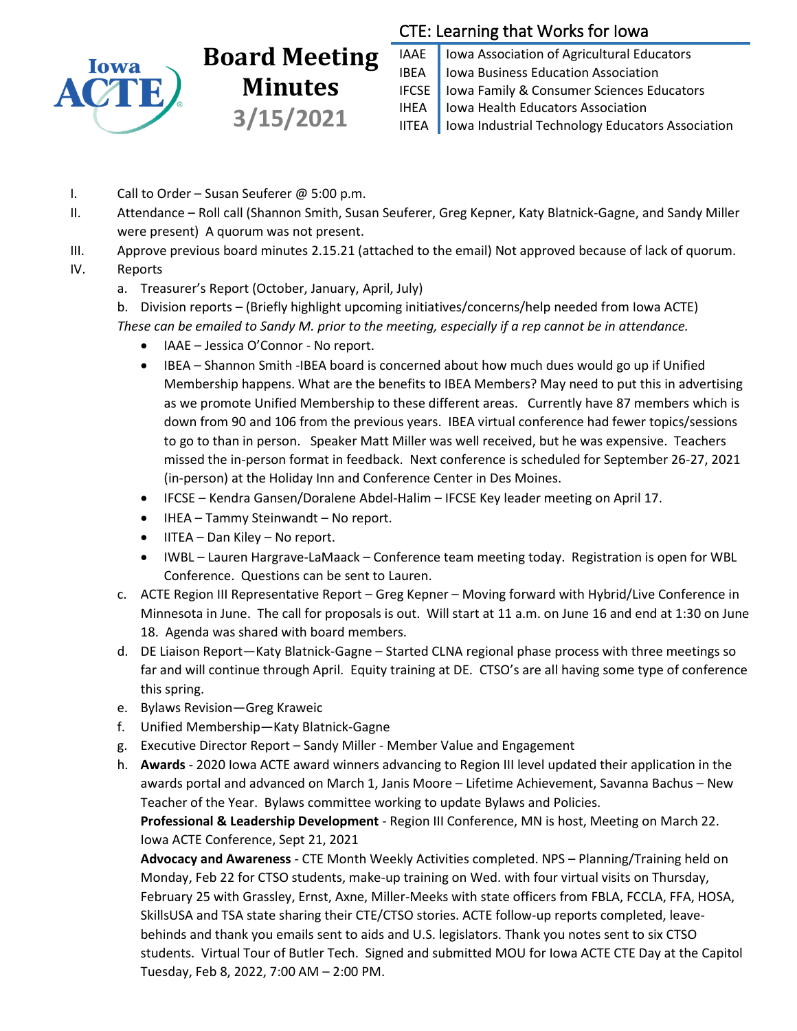# Board Meeting Minutes

## 3/15/2021

**CTE: Learning that Works for Iowa**

| | |
|---|---|
| IAAE | Iowa Association of Agricultural Educators |
| IBEA | Iowa Business Education Association |
| IFCSE | Iowa Family & Consumer Sciences Educators |
| IHEA | Iowa Health Educators Association |
| IITEA | Iowa Industrial Technology Educators Association |

I. Call to Order – Susan Seuferer @ 5:00 p.m.

II. Attendance – Roll call (Shannon Smith, Susan Seuferer, Greg Kepner, Katy Blatnick-Gagne, and Sandy Miller were present) A quorum was not present.

III. Approve previous board minutes 2.15.21 (attached to the email) Not approved because of lack of quorum.

IV. Reports

a. Treasurer's Report (October, January, April, July)

b. Division reports – (Briefly highlight upcoming initiatives/concerns/help needed from Iowa ACTE)

*These can be emailed to Sandy M. prior to the meeting, especially if a rep cannot be in attendance.*

- IAAE – Jessica O'Connor - No report.
- IBEA – Shannon Smith -IBEA board is concerned about how much dues would go up if Unified Membership happens. What are the benefits to IBEA Members? May need to put this in advertising as we promote Unified Membership to these different areas. Currently have 87 members which is down from 90 and 106 from the previous years. IBEA virtual conference had fewer topics/sessions to go to than in person. Speaker Matt Miller was well received, but he was expensive. Teachers missed the in-person format in feedback. Next conference is scheduled for September 26-27, 2021 (in-person) at the Holiday Inn and Conference Center in Des Moines.
- IFCSE – Kendra Gansen/Doralene Abdel-Halim – IFCSE Key leader meeting on April 17.
- IHEA – Tammy Steinwandt – No report.
- IITEA – Dan Kiley – No report.
- IWBL – Lauren Hargrave-LaMaack – Conference team meeting today. Registration is open for WBL Conference. Questions can be sent to Lauren.

c. ACTE Region III Representative Report – Greg Kepner – Moving forward with Hybrid/Live Conference in Minnesota in June. The call for proposals is out. Will start at 11 a.m. on June 16 and end at 1:30 on June 18. Agenda was shared with board members.

d. DE Liaison Report—Katy Blatnick-Gagne – Started CLNA regional phase process with three meetings so far and will continue through April. Equity training at DE. CTSO's are all having some type of conference this spring.

e. Bylaws Revision—Greg Kraweic

f. Unified Membership—Katy Blatnick-Gagne

g. Executive Director Report – Sandy Miller - Member Value and Engagement

h. **Awards** - 2020 Iowa ACTE award winners advancing to Region III level updated their application in the awards portal and advanced on March 1, Janis Moore – Lifetime Achievement, Savanna Bachus – New Teacher of the Year. Bylaws committee working to update Bylaws and Policies.

**Professional & Leadership Development** - Region III Conference, MN is host, Meeting on March 22. Iowa ACTE Conference, Sept 21, 2021

**Advocacy and Awareness** - CTE Month Weekly Activities completed. NPS – Planning/Training held on Monday, Feb 22 for CTSO students, make-up training on Wed. with four virtual visits on Thursday, February 25 with Grassley, Ernst, Axne, Miller-Meeks with state officers from FBLA, FCCLA, FFA, HOSA, SkillsUSA and TSA state sharing their CTE/CTSO stories. ACTE follow-up reports completed, leave-behinds and thank you emails sent to aids and U.S. legislators. Thank you notes sent to six CTSO students. Virtual Tour of Butler Tech. Signed and submitted MOU for Iowa ACTE CTE Day at the Capitol Tuesday, Feb 8, 2022, 7:00 AM – 2:00 PM.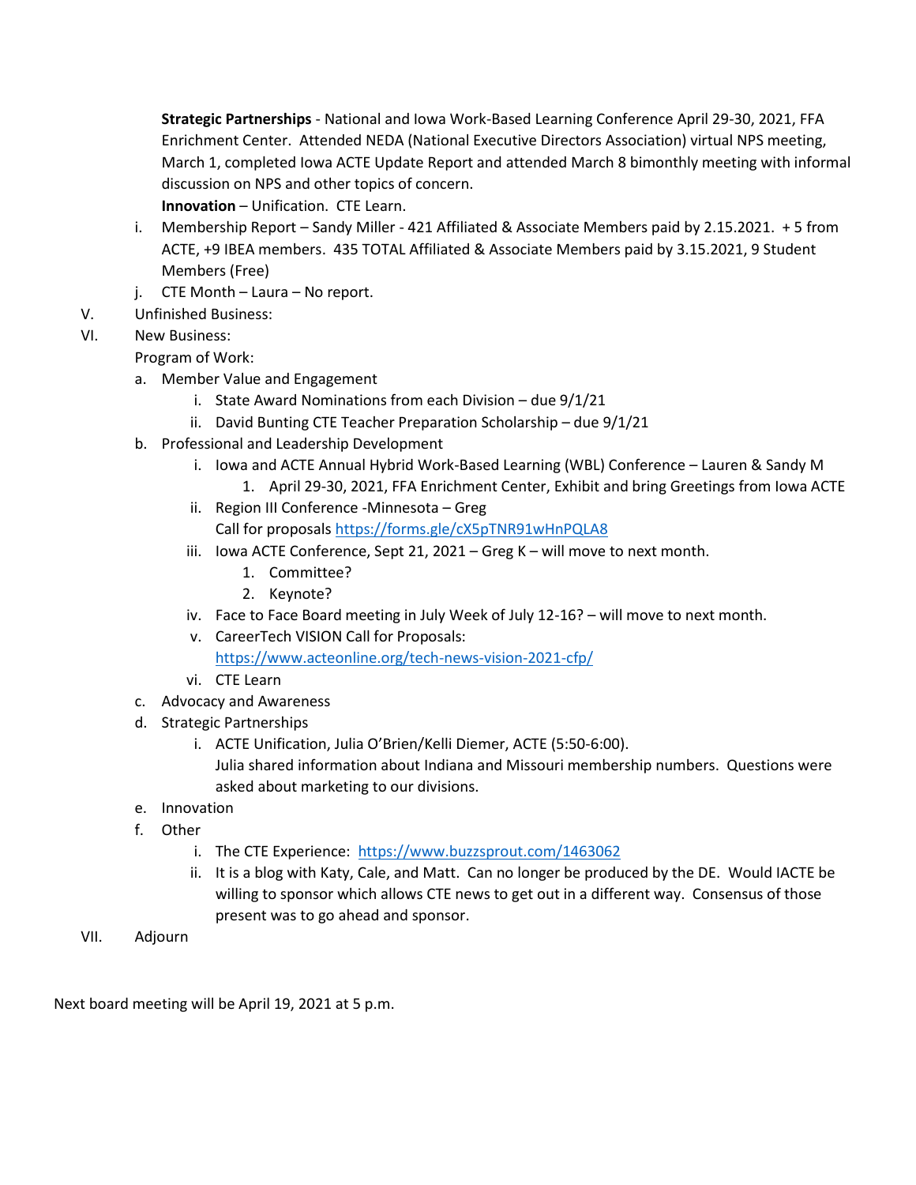**Strategic Partnerships** - National and Iowa Work-Based Learning Conference April 29-30, 2021, FFA Enrichment Center. Attended NEDA (National Executive Directors Association) virtual NPS meeting, March 1, completed Iowa ACTE Update Report and attended March 8 bimonthly meeting with informal discussion on NPS and other topics of concern.

**Innovation** – Unification. CTE Learn.

i. Membership Report – Sandy Miller - 421 Affiliated & Associate Members paid by 2.15.2021. + 5 from ACTE, +9 IBEA members. 435 TOTAL Affiliated & Associate Members paid by 3.15.2021, 9 Student Members (Free)

j. CTE Month – Laura – No report.

V. Unfinished Business:

VI. New Business:

Program of Work:

a. Member Value and Engagement
   i. State Award Nominations from each Division – due 9/1/21
   ii. David Bunting CTE Teacher Preparation Scholarship – due 9/1/21

b. Professional and Leadership Development
   i. Iowa and ACTE Annual Hybrid Work-Based Learning (WBL) Conference – Lauren & Sandy M
      1. April 29-30, 2021, FFA Enrichment Center, Exhibit and bring Greetings from Iowa ACTE
   ii. Region III Conference -Minnesota – Greg
       Call for proposals https://forms.gle/cX5pTNR91wHnPQLA8
   iii. Iowa ACTE Conference, Sept 21, 2021 – Greg K – will move to next month.
      1. Committee?
      2. Keynote?
   iv. Face to Face Board meeting in July Week of July 12-16? – will move to next month.
   v. CareerTech VISION Call for Proposals:
      https://www.acteonline.org/tech-news-vision-2021-cfp/
   vi. CTE Learn

c. Advocacy and Awareness

d. Strategic Partnerships
   i. ACTE Unification, Julia O'Brien/Kelli Diemer, ACTE (5:50-6:00).
      Julia shared information about Indiana and Missouri membership numbers. Questions were asked about marketing to our divisions.

e. Innovation

f. Other
   i. The CTE Experience: https://www.buzzsprout.com/1463062
   ii. It is a blog with Katy, Cale, and Matt. Can no longer be produced by the DE. Would IACTE be willing to sponsor which allows CTE news to get out in a different way. Consensus of those present was to go ahead and sponsor.

VII. Adjourn

Next board meeting will be April 19, 2021 at 5 p.m.